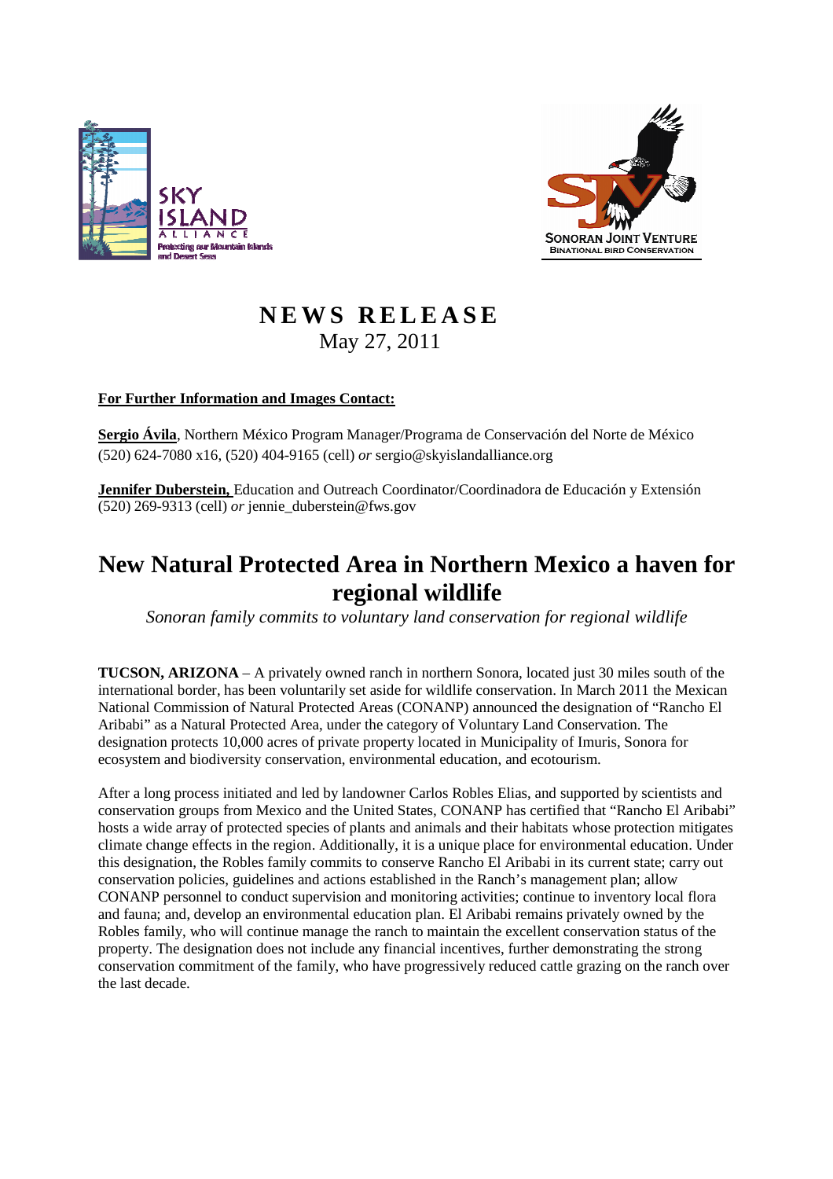# NEWS RELEASE

May 27, 2011

**For Further Information and Images Contact:**

**Sergio Ávila**, Northern México Program Manager/Programa de Conservación del Norte de México
(520) 624-7080 x16, (520) 404-9165 (cell) *or* sergio@skyislandalliance.org

**Jennifer Duberstein,** Education and Outreach Coordinator/Coordinadora de Educación y Extensión
(520) 269-9313 (cell) *or* jennie_duberstein@fws.gov

# New Natural Protected Area in Northern Mexico a haven for regional wildlife

*Sonoran family commits to voluntary land conservation for regional wildlife*

**TUCSON, ARIZONA** – A privately owned ranch in northern Sonora, located just 30 miles south of the international border, has been voluntarily set aside for wildlife conservation. In March 2011 the Mexican National Commission of Natural Protected Areas (CONANP) announced the designation of "Rancho El Aribabi" as a Natural Protected Area, under the category of Voluntary Land Conservation. The designation protects 10,000 acres of private property located in Municipality of Imuris, Sonora for ecosystem and biodiversity conservation, environmental education, and ecotourism.

After a long process initiated and led by landowner Carlos Robles Elias, and supported by scientists and conservation groups from Mexico and the United States, CONANP has certified that "Rancho El Aribabi" hosts a wide array of protected species of plants and animals and their habitats whose protection mitigates climate change effects in the region. Additionally, it is a unique place for environmental education. Under this designation, the Robles family commits to conserve Rancho El Aribabi in its current state; carry out conservation policies, guidelines and actions established in the Ranch's management plan; allow CONANP personnel to conduct supervision and monitoring activities; continue to inventory local flora and fauna; and, develop an environmental education plan. El Aribabi remains privately owned by the Robles family, who will continue manage the ranch to maintain the excellent conservation status of the property. The designation does not include any financial incentives, further demonstrating the strong conservation commitment of the family, who have progressively reduced cattle grazing on the ranch over the last decade.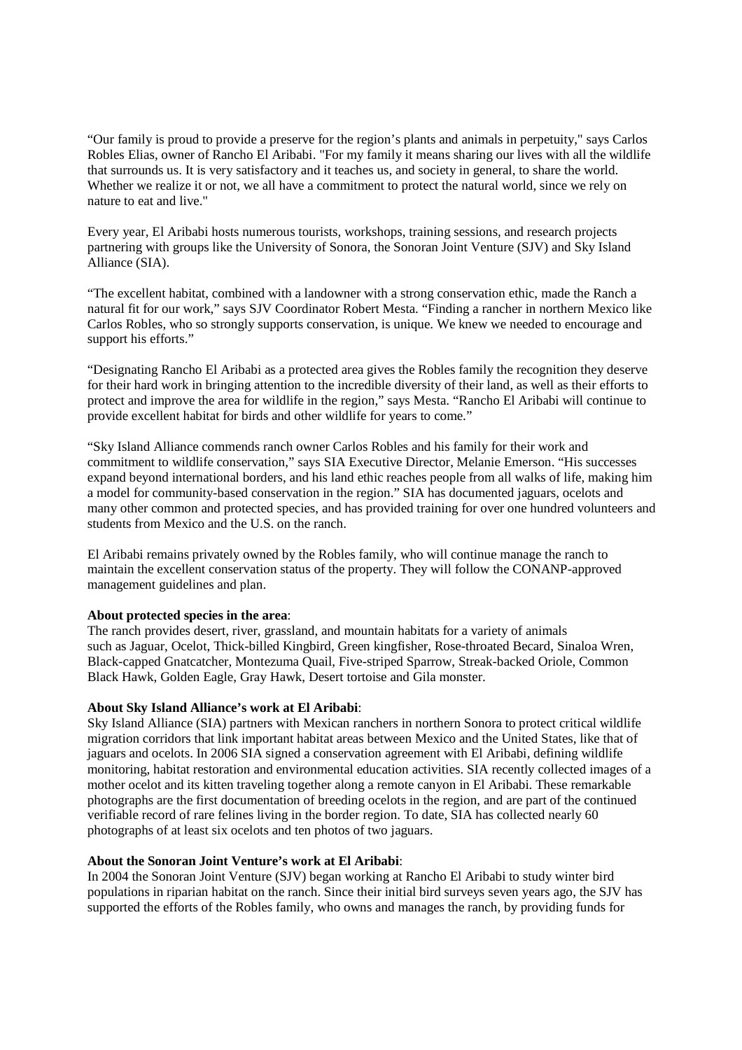“Our family is proud to provide a preserve for the region’s plants and animals in perpetuity," says Carlos Robles Elias, owner of Rancho El Aribabi. "For my family it means sharing our lives with all the wildlife that surrounds us. It is very satisfactory and it teaches us, and society in general, to share the world. Whether we realize it or not, we all have a commitment to protect the natural world, since we rely on nature to eat and live."

Every year, El Aribabi hosts numerous tourists, workshops, training sessions, and research projects partnering with groups like the University of Sonora, the Sonoran Joint Venture (SJV) and Sky Island Alliance (SIA).

“The excellent habitat, combined with a landowner with a strong conservation ethic, made the Ranch a natural fit for our work,” says SJV Coordinator Robert Mesta. “Finding a rancher in northern Mexico like Carlos Robles, who so strongly supports conservation, is unique. We knew we needed to encourage and support his efforts.”

“Designating Rancho El Aribabi as a protected area gives the Robles family the recognition they deserve for their hard work in bringing attention to the incredible diversity of their land, as well as their efforts to protect and improve the area for wildlife in the region,” says Mesta. “Rancho El Aribabi will continue to provide excellent habitat for birds and other wildlife for years to come.”

“Sky Island Alliance commends ranch owner Carlos Robles and his family for their work and commitment to wildlife conservation,” says SIA Executive Director, Melanie Emerson. “His successes expand beyond international borders, and his land ethic reaches people from all walks of life, making him a model for community-based conservation in the region.” SIA has documented jaguars, ocelots and many other common and protected species, and has provided training for over one hundred volunteers and students from Mexico and the U.S. on the ranch.

El Aribabi remains privately owned by the Robles family, who will continue manage the ranch to maintain the excellent conservation status of the property. They will follow the CONANP-approved management guidelines and plan.

**About protected species in the area**:
The ranch provides desert, river, grassland, and mountain habitats for a variety of animals such as Jaguar, Ocelot, Thick-billed Kingbird, Green kingfisher, Rose-throated Becard, Sinaloa Wren, Black-capped Gnatcatcher, Montezuma Quail, Five-striped Sparrow, Streak-backed Oriole, Common Black Hawk, Golden Eagle, Gray Hawk, Desert tortoise and Gila monster.

**About Sky Island Alliance’s work at El Aribabi**:
Sky Island Alliance (SIA) partners with Mexican ranchers in northern Sonora to protect critical wildlife migration corridors that link important habitat areas between Mexico and the United States, like that of jaguars and ocelots. In 2006 SIA signed a conservation agreement with El Aribabi, defining wildlife monitoring, habitat restoration and environmental education activities. SIA recently collected images of a mother ocelot and its kitten traveling together along a remote canyon in El Aribabi. These remarkable photographs are the first documentation of breeding ocelots in the region, and are part of the continued verifiable record of rare felines living in the border region. To date, SIA has collected nearly 60 photographs of at least six ocelots and ten photos of two jaguars.

**About the Sonoran Joint Venture’s work at El Aribabi**:
In 2004 the Sonoran Joint Venture (SJV) began working at Rancho El Aribabi to study winter bird populations in riparian habitat on the ranch. Since their initial bird surveys seven years ago, the SJV has supported the efforts of the Robles family, who owns and manages the ranch, by providing funds for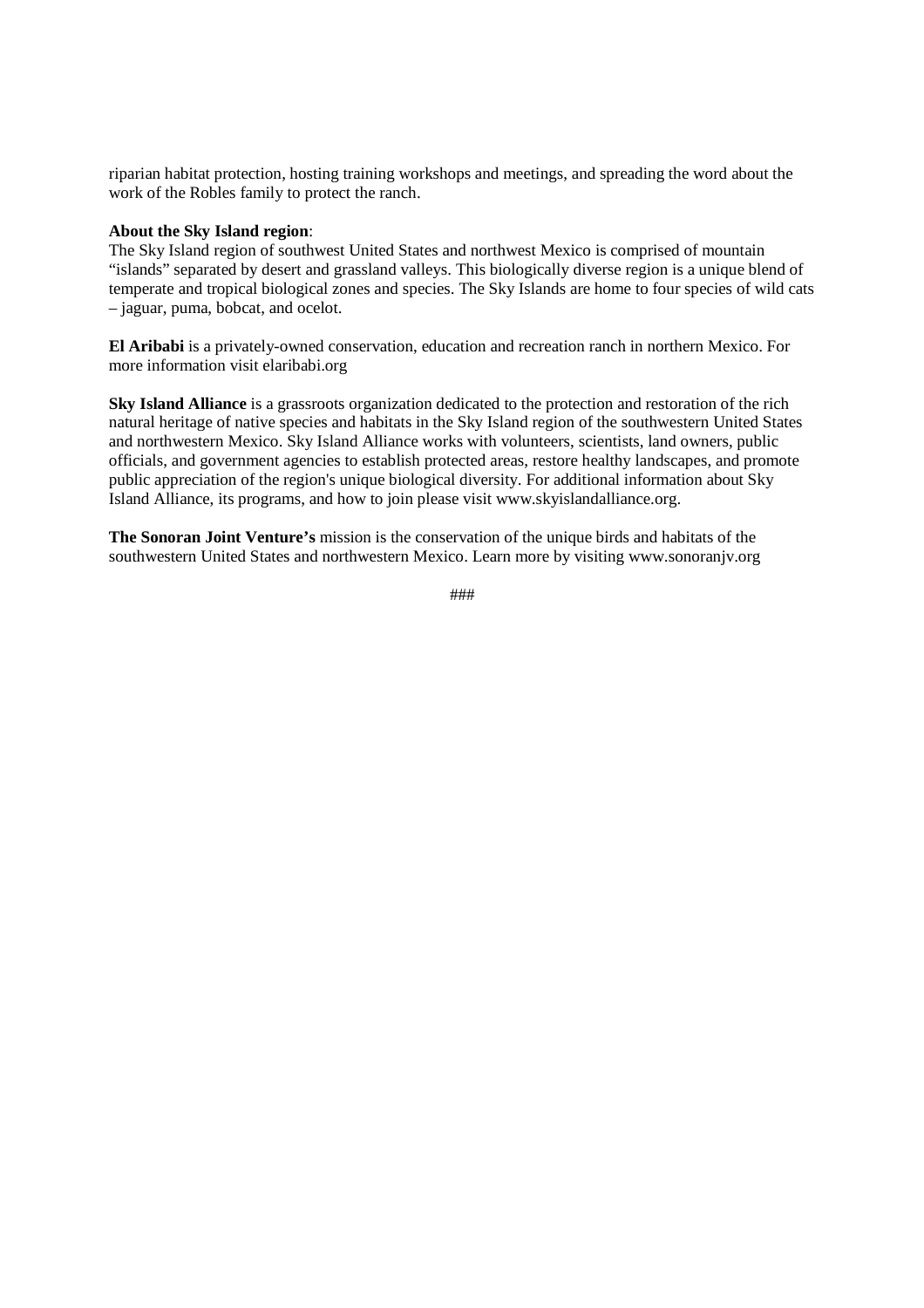riparian habitat protection, hosting training workshops and meetings, and spreading the word about the work of the Robles family to protect the ranch.

**About the Sky Island region**:
The Sky Island region of southwest United States and northwest Mexico is comprised of mountain "islands" separated by desert and grassland valleys. This biologically diverse region is a unique blend of temperate and tropical biological zones and species. The Sky Islands are home to four species of wild cats – jaguar, puma, bobcat, and ocelot.

**El Aribabi** is a privately-owned conservation, education and recreation ranch in northern Mexico. For more information visit elaribabi.org

**Sky Island Alliance** is a grassroots organization dedicated to the protection and restoration of the rich natural heritage of native species and habitats in the Sky Island region of the southwestern United States and northwestern Mexico. Sky Island Alliance works with volunteers, scientists, land owners, public officials, and government agencies to establish protected areas, restore healthy landscapes, and promote public appreciation of the region's unique biological diversity. For additional information about Sky Island Alliance, its programs, and how to join please visit www.skyislandalliance.org.

**The Sonoran Joint Venture's** mission is the conservation of the unique birds and habitats of the southwestern United States and northwestern Mexico. Learn more by visiting www.sonoranjv.org

###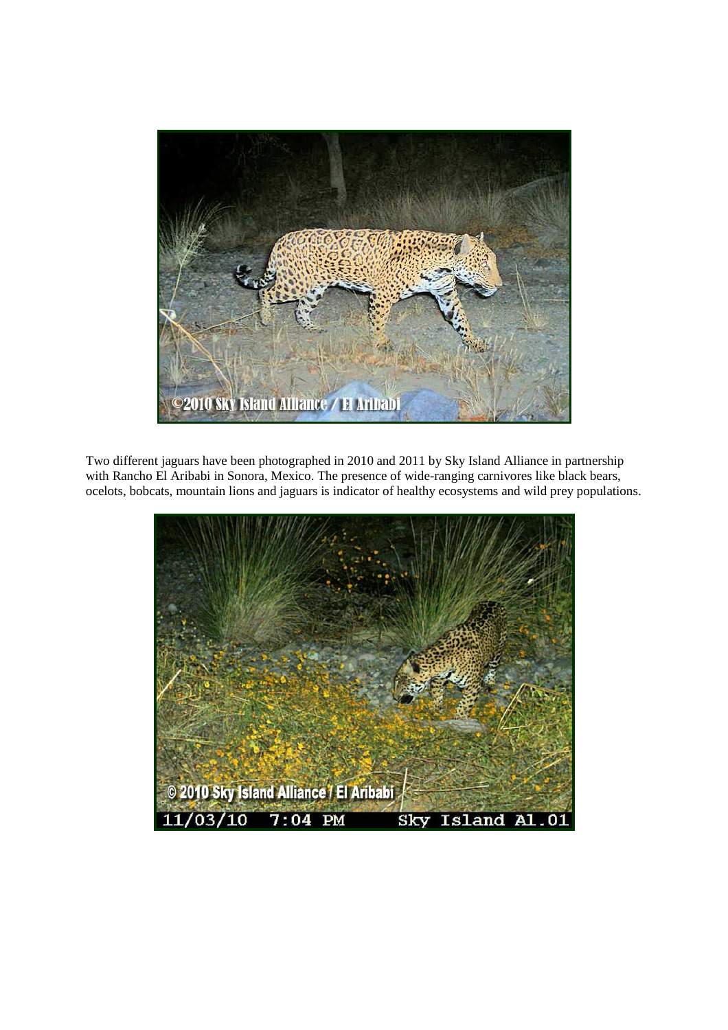Two different jaguars have been photographed in 2010 and 2011 by Sky Island Alliance in partnership with Rancho El Aribabi in Sonora, Mexico. The presence of wide-ranging carnivores like black bears, ocelots, bobcats, mountain lions and jaguars is indicator of healthy ecosystems and wild prey populations.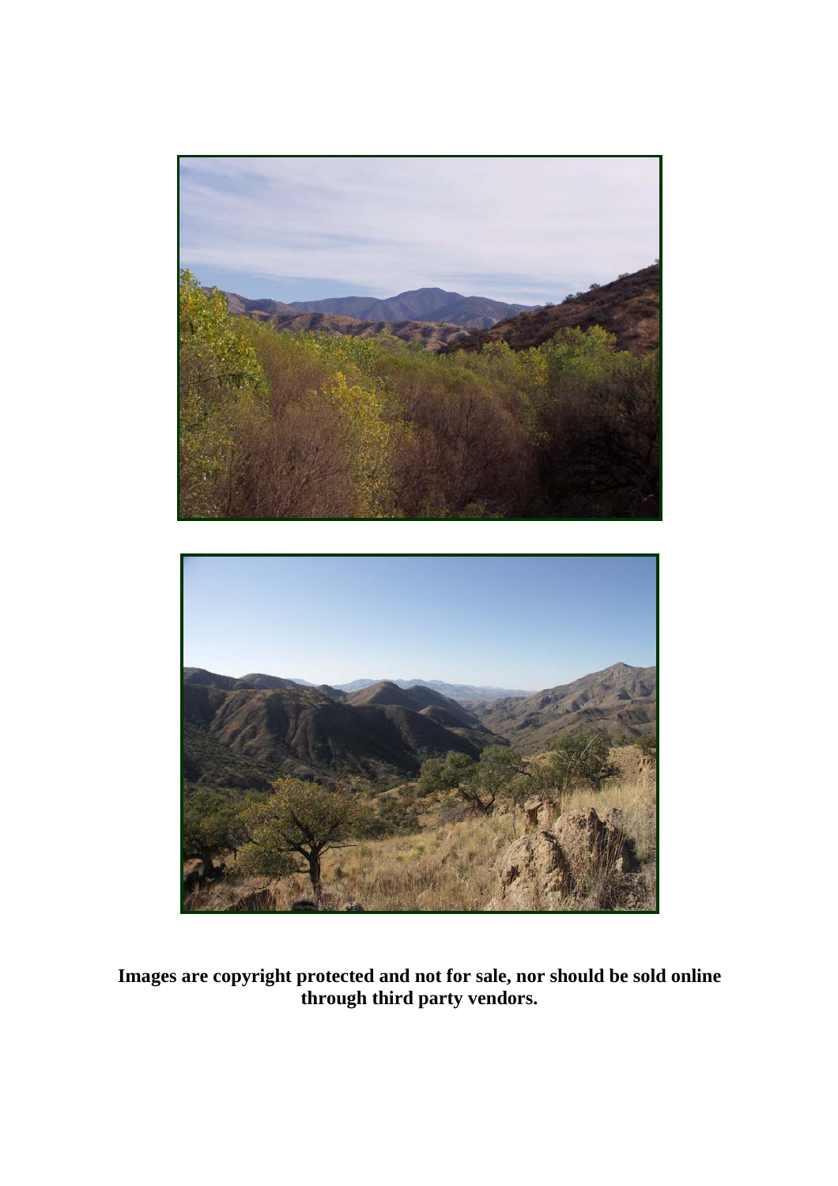**Images are copyright protected and not for sale, nor should be sold online through third party vendors.**